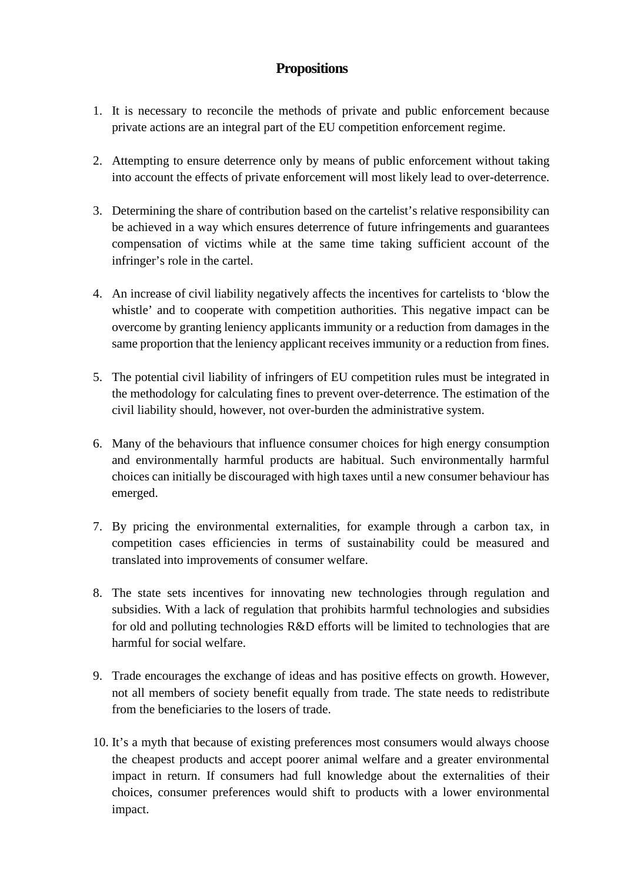# Propositions

1. It is necessary to reconcile the methods of private and public enforcement because private actions are an integral part of the EU competition enforcement regime.

2. Attempting to ensure deterrence only by means of public enforcement without taking into account the effects of private enforcement will most likely lead to over-deterrence.

3. Determining the share of contribution based on the cartelist's relative responsibility can be achieved in a way which ensures deterrence of future infringements and guarantees compensation of victims while at the same time taking sufficient account of the infringer's role in the cartel.

4. An increase of civil liability negatively affects the incentives for cartelists to 'blow the whistle' and to cooperate with competition authorities. This negative impact can be overcome by granting leniency applicants immunity or a reduction from damages in the same proportion that the leniency applicant receives immunity or a reduction from fines.

5. The potential civil liability of infringers of EU competition rules must be integrated in the methodology for calculating fines to prevent over-deterrence. The estimation of the civil liability should, however, not over-burden the administrative system.

6. Many of the behaviours that influence consumer choices for high energy consumption and environmentally harmful products are habitual. Such environmentally harmful choices can initially be discouraged with high taxes until a new consumer behaviour has emerged.

7. By pricing the environmental externalities, for example through a carbon tax, in competition cases efficiencies in terms of sustainability could be measured and translated into improvements of consumer welfare.

8. The state sets incentives for innovating new technologies through regulation and subsidies. With a lack of regulation that prohibits harmful technologies and subsidies for old and polluting technologies R&D efforts will be limited to technologies that are harmful for social welfare.

9. Trade encourages the exchange of ideas and has positive effects on growth. However, not all members of society benefit equally from trade. The state needs to redistribute from the beneficiaries to the losers of trade.

10. It's a myth that because of existing preferences most consumers would always choose the cheapest products and accept poorer animal welfare and a greater environmental impact in return. If consumers had full knowledge about the externalities of their choices, consumer preferences would shift to products with a lower environmental impact.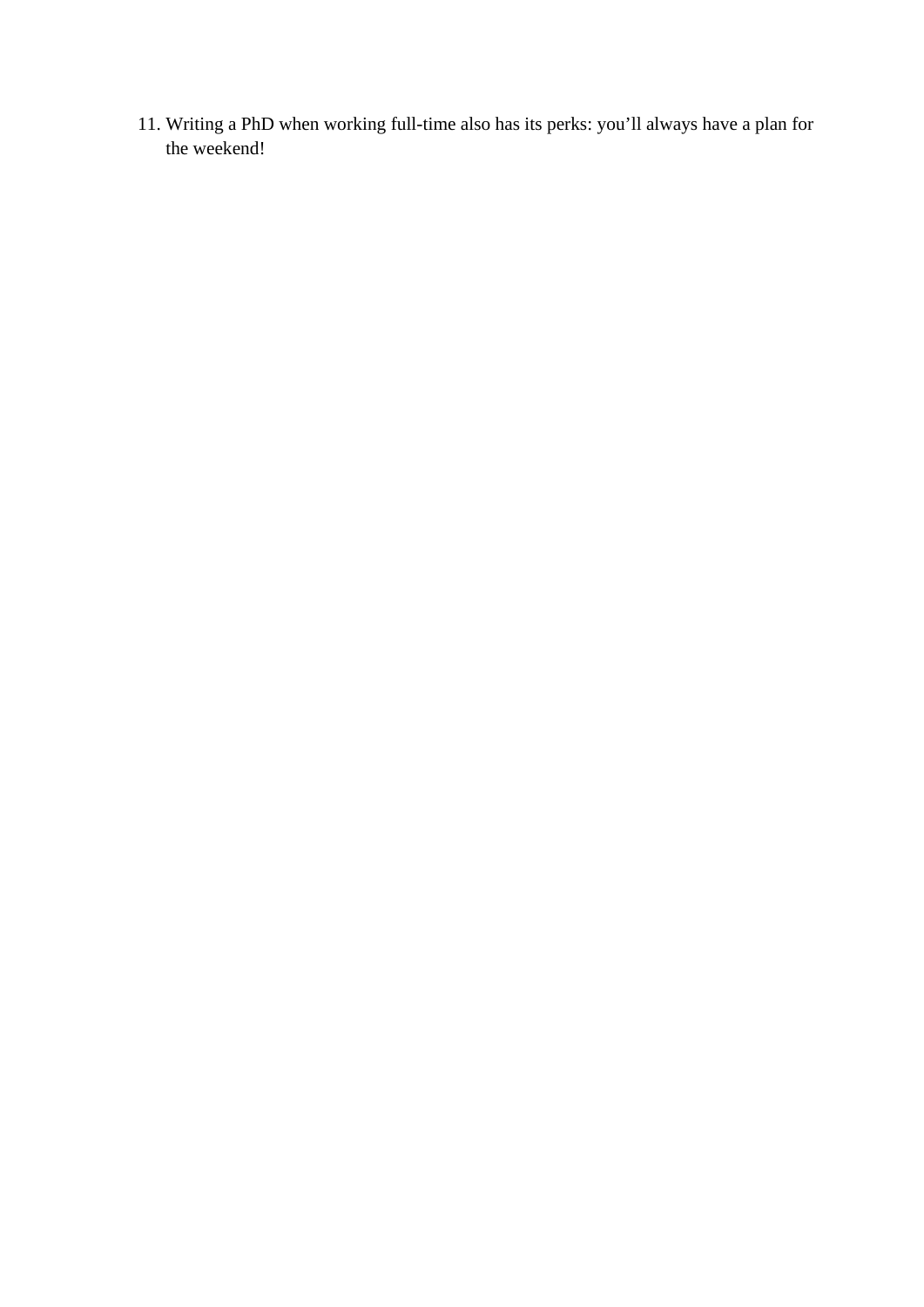11. Writing a PhD when working full-time also has its perks: you’ll always have a plan for the weekend!